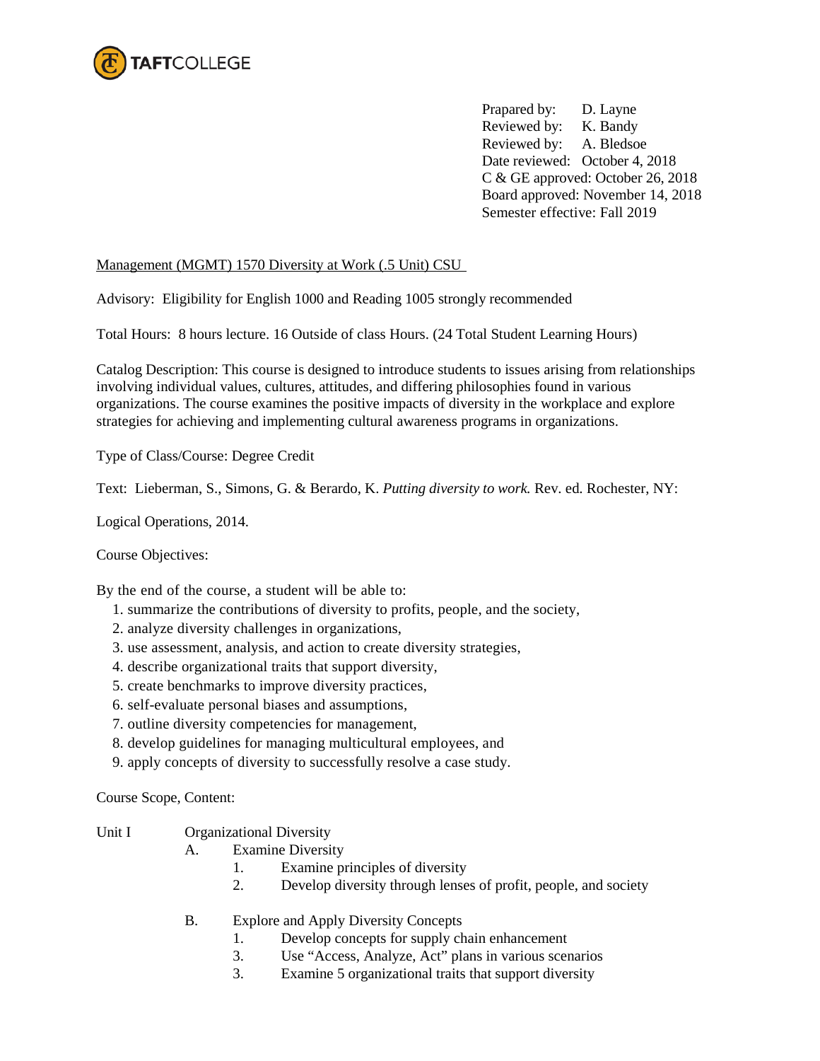Prapared by: D. Layne
Reviewed by: K. Bandy
Reviewed by: A. Bledsoe
Date reviewed: October 4, 2018
C & GE approved: October 26, 2018
Board approved: November 14, 2018
Semester effective: Fall 2019

Management (MGMT) 1570 Diversity at Work (.5 Unit) CSU

Advisory: Eligibility for English 1000 and Reading 1005 strongly recommended

Total Hours: 8 hours lecture. 16 Outside of class Hours. (24 Total Student Learning Hours)

Catalog Description: This course is designed to introduce students to issues arising from relationships involving individual values, cultures, attitudes, and differing philosophies found in various organizations. The course examines the positive impacts of diversity in the workplace and explore strategies for achieving and implementing cultural awareness programs in organizations.

Type of Class/Course: Degree Credit

Text: Lieberman, S., Simons, G. & Berardo, K. *Putting diversity to work.* Rev. ed. Rochester, NY:

Logical Operations, 2014.

Course Objectives:

By the end of the course, a student will be able to:

1. summarize the contributions of diversity to profits, people, and the society,
2. analyze diversity challenges in organizations,
3. use assessment, analysis, and action to create diversity strategies,
4. describe organizational traits that support diversity,
5. create benchmarks to improve diversity practices,
6. self-evaluate personal biases and assumptions,
7. outline diversity competencies for management,
8. develop guidelines for managing multicultural employees, and
9. apply concepts of diversity to successfully resolve a case study.

Course Scope, Content:

Unit I Organizational Diversity

- A. Examine Diversity
  1. Examine principles of diversity
  2. Develop diversity through lenses of profit, people, and society
- B. Explore and Apply Diversity Concepts
  1. Develop concepts for supply chain enhancement
  3. Use "Access, Analyze, Act" plans in various scenarios
  3. Examine 5 organizational traits that support diversity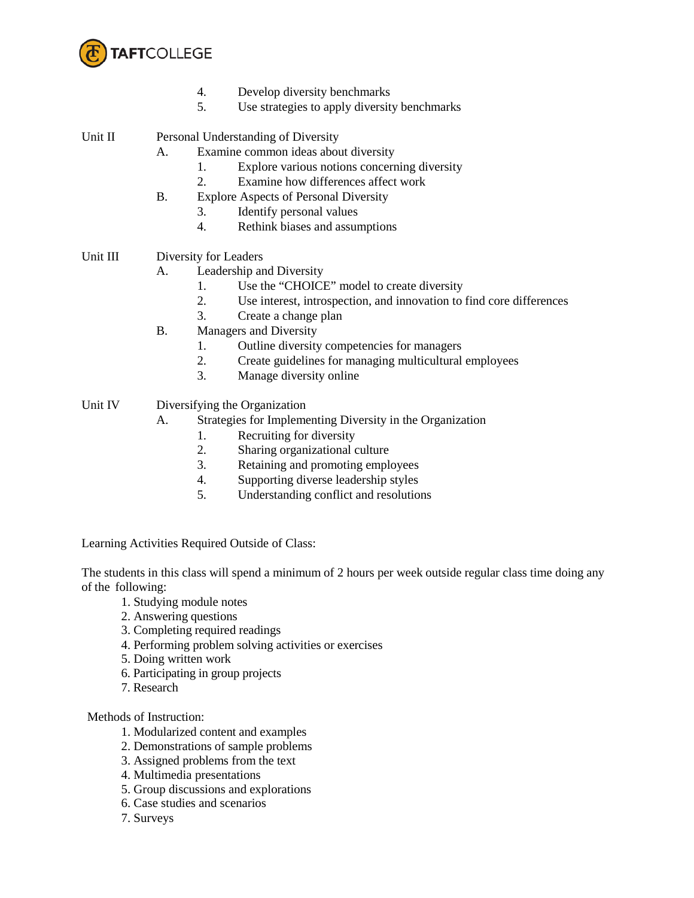4. Develop diversity benchmarks
5. Use strategies to apply diversity benchmarks

Unit II Personal Understanding of Diversity

- A. Examine common ideas about diversity
  1. Explore various notions concerning diversity
  2. Examine how differences affect work
- B. Explore Aspects of Personal Diversity
  3. Identify personal values
  4. Rethink biases and assumptions

Unit III Diversity for Leaders

- A. Leadership and Diversity
  1. Use the "CHOICE" model to create diversity
  2. Use interest, introspection, and innovation to find core differences
  3. Create a change plan
- B. Managers and Diversity
  1. Outline diversity competencies for managers
  2. Create guidelines for managing multicultural employees
  3. Manage diversity online

Unit IV Diversifying the Organization

- A. Strategies for Implementing Diversity in the Organization
  1. Recruiting for diversity
  2. Sharing organizational culture
  3. Retaining and promoting employees
  4. Supporting diverse leadership styles
  5. Understanding conflict and resolutions

Learning Activities Required Outside of Class:

The students in this class will spend a minimum of 2 hours per week outside regular class time doing any of the following:

1. Studying module notes
2. Answering questions
3. Completing required readings
4. Performing problem solving activities or exercises
5. Doing written work
6. Participating in group projects
7. Research

Methods of Instruction:

1. Modularized content and examples
2. Demonstrations of sample problems
3. Assigned problems from the text
4. Multimedia presentations
5. Group discussions and explorations
6. Case studies and scenarios
7. Surveys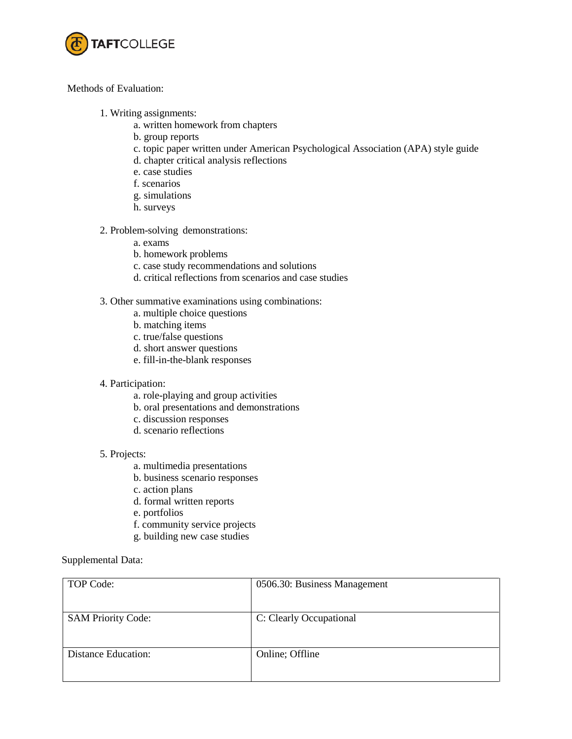Methods of Evaluation:

1. Writing assignments:
    a. written homework from chapters
    b. group reports
    c. topic paper written under American Psychological Association (APA) style guide
    d. chapter critical analysis reflections
    e. case studies
    f. scenarios
    g. simulations
    h. surveys

2. Problem-solving demonstrations:
    a. exams
    b. homework problems
    c. case study recommendations and solutions
    d. critical reflections from scenarios and case studies

3. Other summative examinations using combinations:
    a. multiple choice questions
    b. matching items
    c. true/false questions
    d. short answer questions
    e. fill-in-the-blank responses

4. Participation:
    a. role-playing and group activities
    b. oral presentations and demonstrations
    c. discussion responses
    d. scenario reflections

5. Projects:
    a. multimedia presentations
    b. business scenario responses
    c. action plans
    d. formal written reports
    e. portfolios
    f. community service projects
    g. building new case studies

Supplemental Data:

| | |
|---|---|
| TOP Code: | 0506.30: Business Management |
| SAM Priority Code: | C: Clearly Occupational |
| Distance Education: | Online; Offline |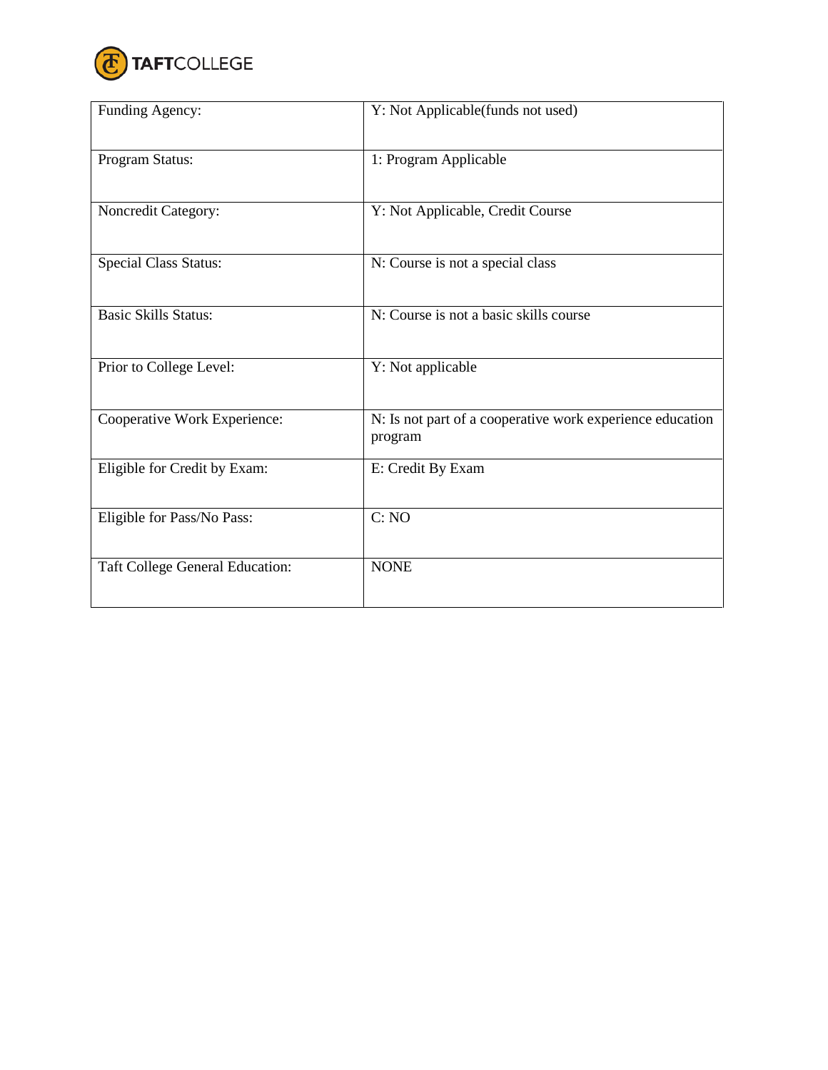| | |
|---|---|
| Funding Agency: | Y: Not Applicable(funds not used) |
| Program Status: | 1: Program Applicable |
| Noncredit Category: | Y: Not Applicable, Credit Course |
| Special Class Status: | N: Course is not a special class |
| Basic Skills Status: | N: Course is not a basic skills course |
| Prior to College Level: | Y: Not applicable |
| Cooperative Work Experience: | N: Is not part of a cooperative work experience education program |
| Eligible for Credit by Exam: | E: Credit By Exam |
| Eligible for Pass/No Pass: | C: NO |
| Taft College General Education: | NONE |